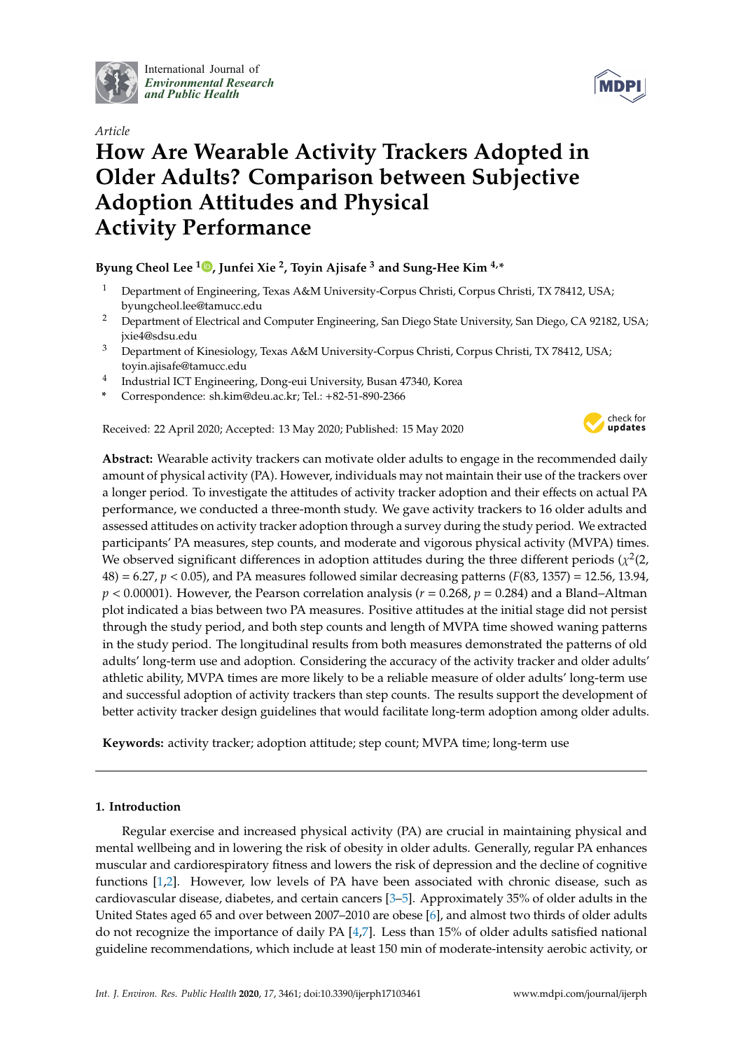International Journal of *Environmental Research and Public Health*

*Article*

# How Are Wearable Activity Trackers Adopted in Older Adults? Comparison between Subjective Adoption Attitudes and Physical Activity Performance

**Byung Cheol Lee [1], Junfei Xie [2], Toyin Ajisafe [3] and Sung-Hee Kim [4,*]**

1 Department of Engineering, Texas A&M University-Corpus Christi, Corpus Christi, TX 74812, USA; byungcheol.lee@tamucc.edu

2 Department of Electrical and Computer Engineering, San Diego State University, San Diego, CA 92182, USA; jxie4@sdsu.edu

3 Department of Kinesiology, Texas A&M University-Corpus Christi, Corpus Christi, TX 78412, USA; toyin.ajisafe@tamucc.edu

4 Industrial ICT Engineering, Dong-eui University, Busan 47340, Korea

\* Correspondence: sh.kim@deu.ac.kr; Tel.: +82-51-890-2366

Received: 22 April 2020; Accepted: 13 May 2020; Published: 15 May 2020

**Abstract:** Wearable activity trackers can motivate older adults to engage in the recommended daily amount of physical activity (PA). However, individuals may not maintain their use of the trackers over a longer period. To investigate the attitudes of activity tracker adoption and their effects on actual PA performance, we conducted a three-month study. We gave activity trackers to 16 older adults and assessed attitudes on activity tracker adoption through a survey during the study period. We extracted participants' PA measures, step counts, and moderate and vigorous physical activity (MVPA) times. We observed significant differences in adoption attitudes during the three different periods ($\chi^2(2, 48) = 6.27$, $p < 0.05$), and PA measures followed similar decreasing patterns ($F(83, 1357) = 12.56, 13.94$, $p < 0.00001$). However, the Pearson correlation analysis ($r = 0.268$, $p = 0.284$) and a Bland–Altman plot indicated a bias between two PA measures. Positive attitudes at the initial stage did not persist through the study period, and both step counts and length of MVPA time showed waning patterns in the study period. The longitudinal results from both measures demonstrated the patterns of old adults' long-term use and adoption. Considering the accuracy of the activity tracker and older adults' athletic ability, MVPA times are more likely to be a reliable measure of older adults' long-term use and successful adoption of activity trackers than step counts. The results support the development of better activity tracker design guidelines that would facilitate long-term adoption among older adults.

**Keywords:** activity tracker; adoption attitude; step count; MVPA time; long-term use

## 1. Introduction

Regular exercise and increased physical activity (PA) are crucial in maintaining physical and mental wellbeing and in lowering the risk of obesity in older adults. Generally, regular PA enhances muscular and cardiorespiratory fitness and lowers the risk of depression and the decline of cognitive functions [1,2]. However, low levels of PA have been associated with chronic disease, such as cardiovascular disease, diabetes, and certain cancers [3–5]. Approximately 35% of older adults in the United States aged 65 and over between 2007–2010 are obese [6], and almost two thirds of older adults do not recognize the importance of daily PA [4,7]. Less than 15% of older adults satisfied national guideline recommendations, which include at least 150 min of moderate-intensity aerobic activity, or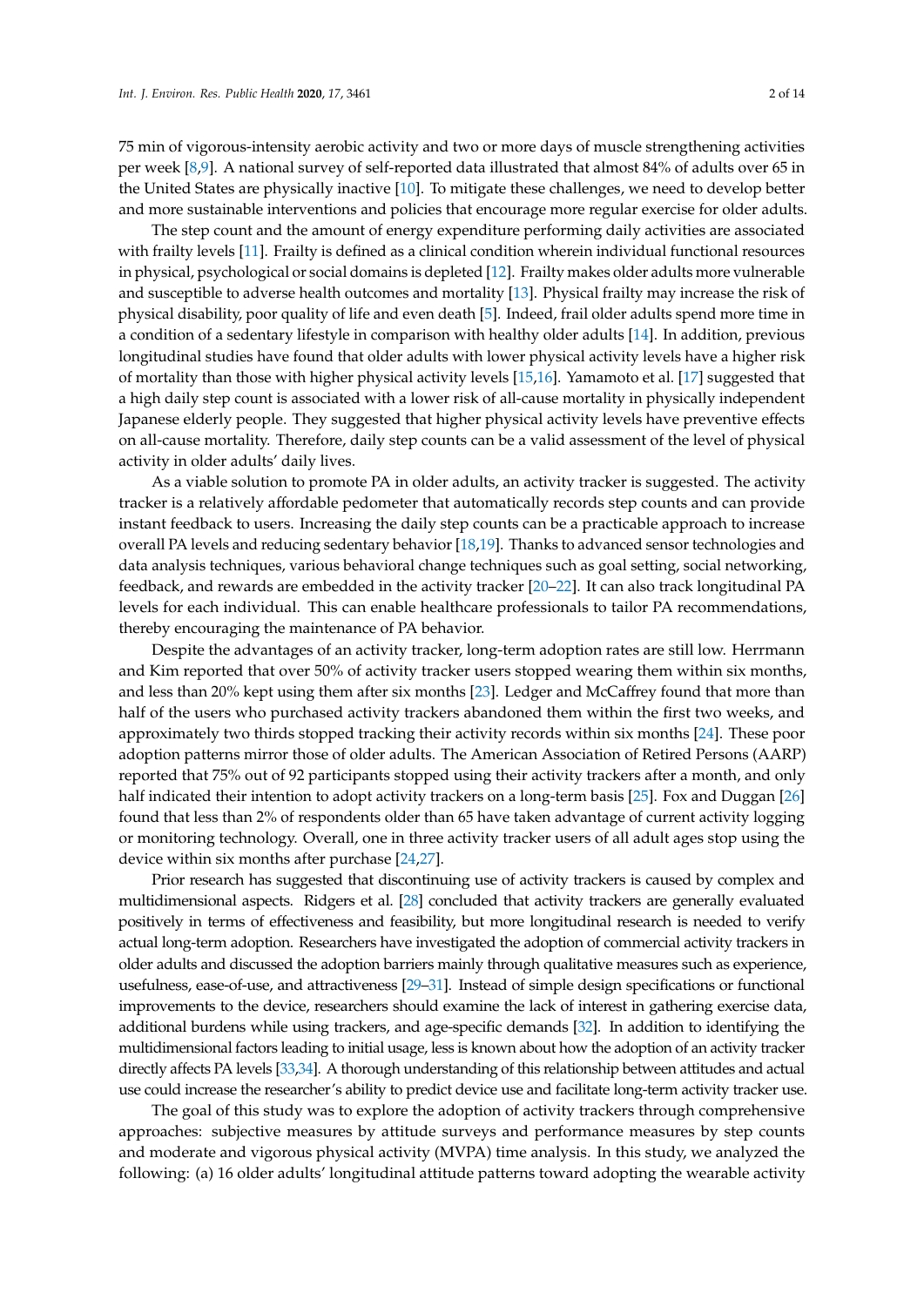75 min of vigorous-intensity aerobic activity and two or more days of muscle strengthening activities per week [8,9]. A national survey of self-reported data illustrated that almost 84% of adults over 65 in the United States are physically inactive [10]. To mitigate these challenges, we need to develop better and more sustainable interventions and policies that encourage more regular exercise for older adults.

The step count and the amount of energy expenditure performing daily activities are associated with frailty levels [11]. Frailty is defined as a clinical condition wherein individual functional resources in physical, psychological or social domains is depleted [12]. Frailty makes older adults more vulnerable and susceptible to adverse health outcomes and mortality [13]. Physical frailty may increase the risk of physical disability, poor quality of life and even death [5]. Indeed, frail older adults spend more time in a condition of a sedentary lifestyle in comparison with healthy older adults [14]. In addition, previous longitudinal studies have found that older adults with lower physical activity levels have a higher risk of mortality than those with higher physical activity levels [15,16]. Yamamoto et al. [17] suggested that a high daily step count is associated with a lower risk of all-cause mortality in physically independent Japanese elderly people. They suggested that higher physical activity levels have preventive effects on all-cause mortality. Therefore, daily step counts can be a valid assessment of the level of physical activity in older adults' daily lives.

As a viable solution to promote PA in older adults, an activity tracker is suggested. The activity tracker is a relatively affordable pedometer that automatically records step counts and can provide instant feedback to users. Increasing the daily step counts can be a practicable approach to increase overall PA levels and reducing sedentary behavior [18,19]. Thanks to advanced sensor technologies and data analysis techniques, various behavioral change techniques such as goal setting, social networking, feedback, and rewards are embedded in the activity tracker [20–22]. It can also track longitudinal PA levels for each individual. This can enable healthcare professionals to tailor PA recommendations, thereby encouraging the maintenance of PA behavior.

Despite the advantages of an activity tracker, long-term adoption rates are still low. Herrmann and Kim reported that over 50% of activity tracker users stopped wearing them within six months, and less than 20% kept using them after six months [23]. Ledger and McCaffrey found that more than half of the users who purchased activity trackers abandoned them within the first two weeks, and approximately two thirds stopped tracking their activity records within six months [24]. These poor adoption patterns mirror those of older adults. The American Association of Retired Persons (AARP) reported that 75% out of 92 participants stopped using their activity trackers after a month, and only half indicated their intention to adopt activity trackers on a long-term basis [25]. Fox and Duggan [26] found that less than 2% of respondents older than 65 have taken advantage of current activity logging or monitoring technology. Overall, one in three activity tracker users of all adult ages stop using the device within six months after purchase [24,27].

Prior research has suggested that discontinuing use of activity trackers is caused by complex and multidimensional aspects. Ridgers et al. [28] concluded that activity trackers are generally evaluated positively in terms of effectiveness and feasibility, but more longitudinal research is needed to verify actual long-term adoption. Researchers have investigated the adoption of commercial activity trackers in older adults and discussed the adoption barriers mainly through qualitative measures such as experience, usefulness, ease-of-use, and attractiveness [29–31]. Instead of simple design specifications or functional improvements to the device, researchers should examine the lack of interest in gathering exercise data, additional burdens while using trackers, and age-specific demands [32]. In addition to identifying the multidimensional factors leading to initial usage, less is known about how the adoption of an activity tracker directly affects PA levels [33,34]. A thorough understanding of this relationship between attitudes and actual use could increase the researcher's ability to predict device use and facilitate long-term activity tracker use.

The goal of this study was to explore the adoption of activity trackers through comprehensive approaches: subjective measures by attitude surveys and performance measures by step counts and moderate and vigorous physical activity (MVPA) time analysis. In this study, we analyzed the following: (a) 16 older adults' longitudinal attitude patterns toward adopting the wearable activity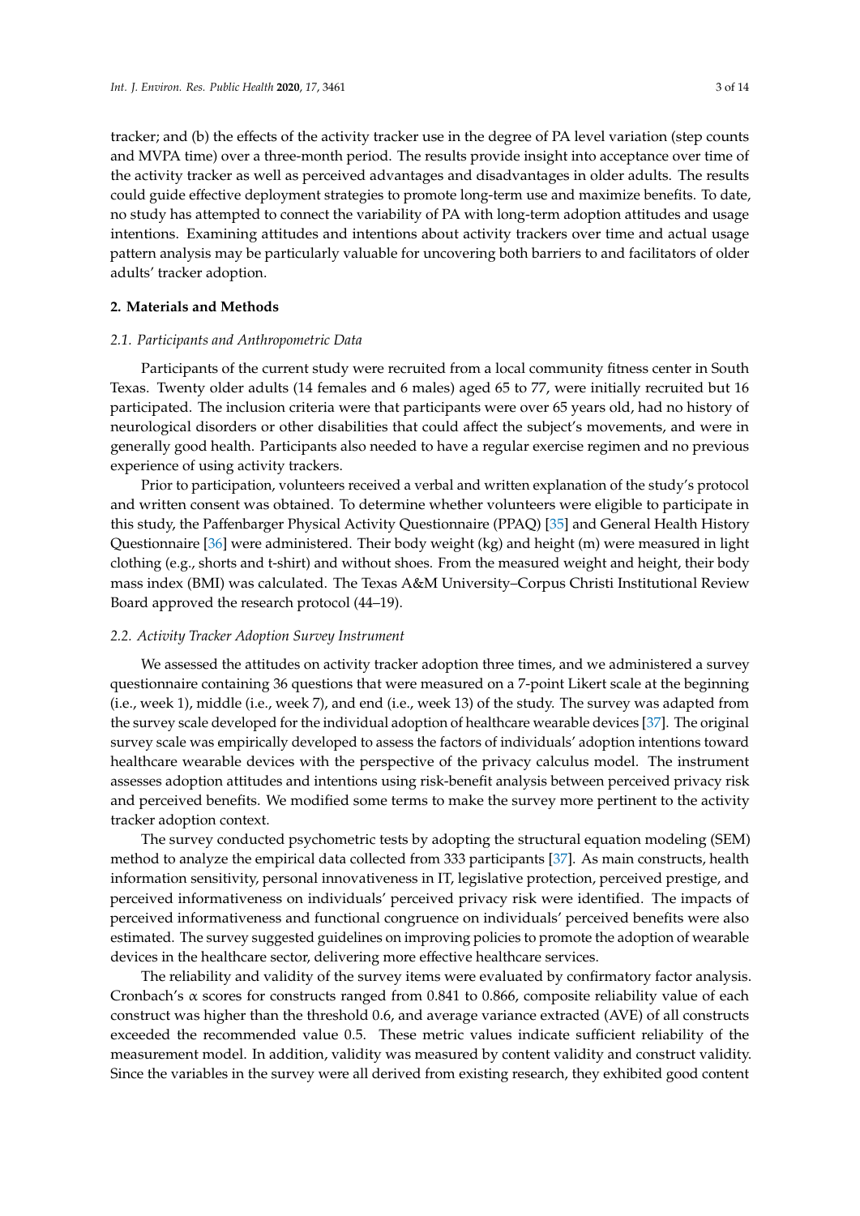tracker; and (b) the effects of the activity tracker use in the degree of PA level variation (step counts and MVPA time) over a three-month period. The results provide insight into acceptance over time of the activity tracker as well as perceived advantages and disadvantages in older adults. The results could guide effective deployment strategies to promote long-term use and maximize benefits. To date, no study has attempted to connect the variability of PA with long-term adoption attitudes and usage intentions. Examining attitudes and intentions about activity trackers over time and actual usage pattern analysis may be particularly valuable for uncovering both barriers to and facilitators of older adults' tracker adoption.

## 2. Materials and Methods

### *2.1. Participants and Anthropometric Data*

Participants of the current study were recruited from a local community fitness center in South Texas. Twenty older adults (14 females and 6 males) aged 65 to 77, were initially recruited but 16 participated. The inclusion criteria were that participants were over 65 years old, had no history of neurological disorders or other disabilities that could affect the subject's movements, and were in generally good health. Participants also needed to have a regular exercise regimen and no previous experience of using activity trackers.

Prior to participation, volunteers received a verbal and written explanation of the study's protocol and written consent was obtained. To determine whether volunteers were eligible to participate in this study, the Paffenbarger Physical Activity Questionnaire (PPAQ) [35] and General Health History Questionnaire [36] were administered. Their body weight (kg) and height (m) were measured in light clothing (e.g., shorts and t-shirt) and without shoes. From the measured weight and height, their body mass index (BMI) was calculated. The Texas A&M University–Corpus Christi Institutional Review Board approved the research protocol (44–19).

### *2.2. Activity Tracker Adoption Survey Instrument*

We assessed the attitudes on activity tracker adoption three times, and we administered a survey questionnaire containing 36 questions that were measured on a 7-point Likert scale at the beginning (i.e., week 1), middle (i.e., week 7), and end (i.e., week 13) of the study. The survey was adapted from the survey scale developed for the individual adoption of healthcare wearable devices [37]. The original survey scale was empirically developed to assess the factors of individuals' adoption intentions toward healthcare wearable devices with the perspective of the privacy calculus model. The instrument assesses adoption attitudes and intentions using risk-benefit analysis between perceived privacy risk and perceived benefits. We modified some terms to make the survey more pertinent to the activity tracker adoption context.

The survey conducted psychometric tests by adopting the structural equation modeling (SEM) method to analyze the empirical data collected from 333 participants [37]. As main constructs, health information sensitivity, personal innovativeness in IT, legislative protection, perceived prestige, and perceived informativeness on individuals' perceived privacy risk were identified. The impacts of perceived informativeness and functional congruence on individuals' perceived benefits were also estimated. The survey suggested guidelines on improving policies to promote the adoption of wearable devices in the healthcare sector, delivering more effective healthcare services.

The reliability and validity of the survey items were evaluated by confirmatory factor analysis. Cronbach's $\alpha$ scores for constructs ranged from 0.841 to 0.866, composite reliability value of each construct was higher than the threshold 0.6, and average variance extracted (AVE) of all constructs exceeded the recommended value 0.5. These metric values indicate sufficient reliability of the measurement model. In addition, validity was measured by content validity and construct validity. Since the variables in the survey were all derived from existing research, they exhibited good content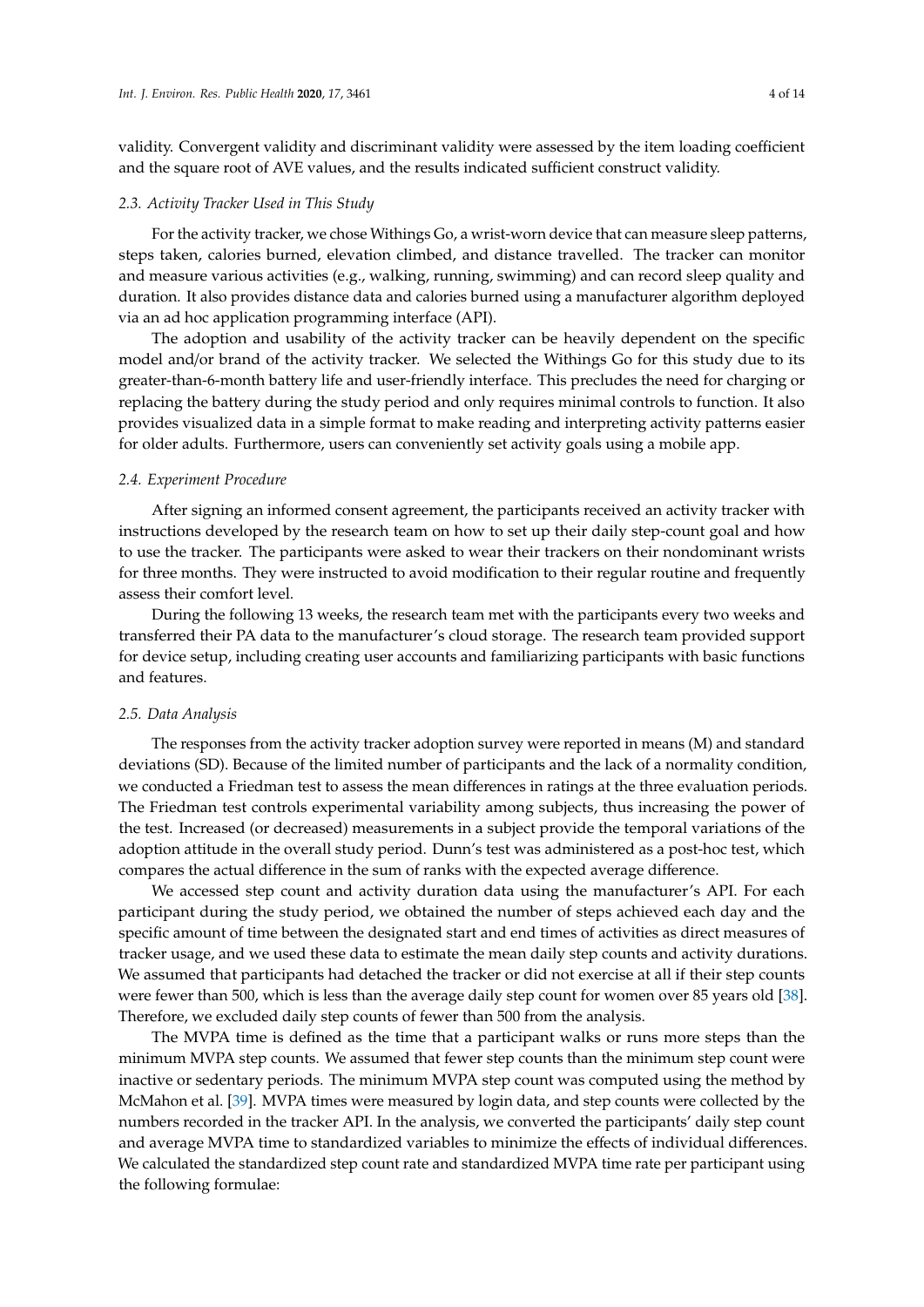validity. Convergent validity and discriminant validity were assessed by the item loading coefficient and the square root of AVE values, and the results indicated sufficient construct validity.

### *2.3. Activity Tracker Used in This Study*

For the activity tracker, we chose Withings Go, a wrist-worn device that can measure sleep patterns, steps taken, calories burned, elevation climbed, and distance travelled. The tracker can monitor and measure various activities (e.g., walking, running, swimming) and can record sleep quality and duration. It also provides distance data and calories burned using a manufacturer algorithm deployed via an ad hoc application programming interface (API).

The adoption and usability of the activity tracker can be heavily dependent on the specific model and/or brand of the activity tracker. We selected the Withings Go for this study due to its greater-than-6-month battery life and user-friendly interface. This precludes the need for charging or replacing the battery during the study period and only requires minimal controls to function. It also provides visualized data in a simple format to make reading and interpreting activity patterns easier for older adults. Furthermore, users can conveniently set activity goals using a mobile app.

### *2.4. Experiment Procedure*

After signing an informed consent agreement, the participants received an activity tracker with instructions developed by the research team on how to set up their daily step-count goal and how to use the tracker. The participants were asked to wear their trackers on their nondominant wrists for three months. They were instructed to avoid modification to their regular routine and frequently assess their comfort level.

During the following 13 weeks, the research team met with the participants every two weeks and transferred their PA data to the manufacturer's cloud storage. The research team provided support for device setup, including creating user accounts and familiarizing participants with basic functions and features.

### *2.5. Data Analysis*

The responses from the activity tracker adoption survey were reported in means (M) and standard deviations (SD). Because of the limited number of participants and the lack of a normality condition, we conducted a Friedman test to assess the mean differences in ratings at the three evaluation periods. The Friedman test controls experimental variability among subjects, thus increasing the power of the test. Increased (or decreased) measurements in a subject provide the temporal variations of the adoption attitude in the overall study period. Dunn's test was administered as a post-hoc test, which compares the actual difference in the sum of ranks with the expected average difference.

We accessed step count and activity duration data using the manufacturer's API. For each participant during the study period, we obtained the number of steps achieved each day and the specific amount of time between the designated start and end times of activities as direct measures of tracker usage, and we used these data to estimate the mean daily step counts and activity durations. We assumed that participants had detached the tracker or did not exercise at all if their step counts were fewer than 500, which is less than the average daily step count for women over 85 years old [38]. Therefore, we excluded daily step counts of fewer than 500 from the analysis.

The MVPA time is defined as the time that a participant walks or runs more steps than the minimum MVPA step counts. We assumed that fewer step counts than the minimum step count were inactive or sedentary periods. The minimum MVPA step count was computed using the method by McMahon et al. [39]. MVPA times were measured by login data, and step counts were collected by the numbers recorded in the tracker API. In the analysis, we converted the participants' daily step count and average MVPA time to standardized variables to minimize the effects of individual differences. We calculated the standardized step count rate and standardized MVPA time rate per participant using the following formulae: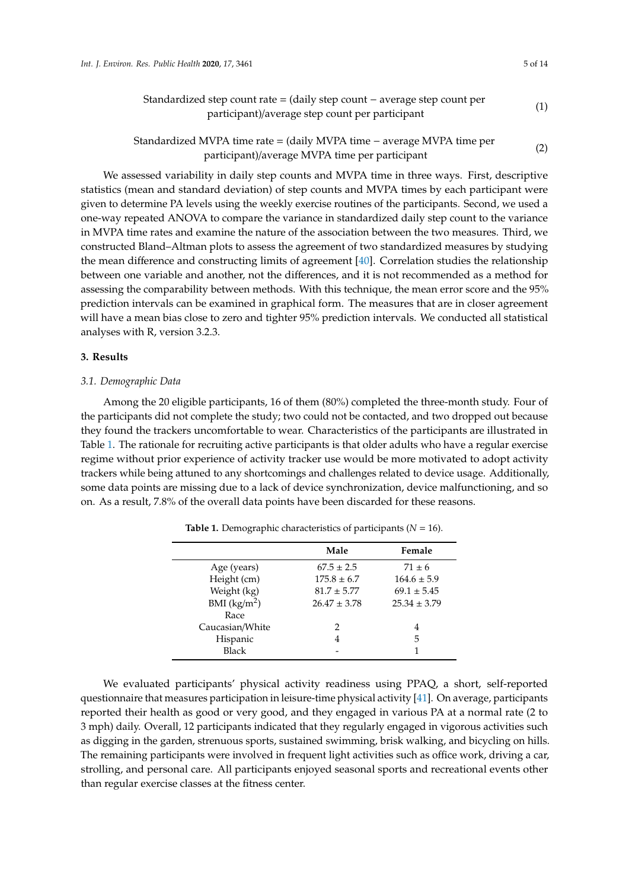$$\text{Standardized step count rate} = (\text{daily step count} - \text{average step count per participant})/\text{average step count per participant} \quad (1)$$

$$\text{Standardized MVPA time rate} = (\text{daily MVPA time} - \text{average MVPA time per participant})/\text{average MVPA time per participant} \quad (2)$$

We assessed variability in daily step counts and MVPA time in three ways. First, descriptive statistics (mean and standard deviation) of step counts and MVPA times by each participant were given to determine PA levels using the weekly exercise routines of the participants. Second, we used a one-way repeated ANOVA to compare the variance in standardized daily step count to the variance in MVPA time rates and examine the nature of the association between the two measures. Third, we constructed Bland–Altman plots to assess the agreement of two standardized measures by studying the mean difference and constructing limits of agreement [40]. Correlation studies the relationship between one variable and another, not the differences, and it is not recommended as a method for assessing the comparability between methods. With this technique, the mean error score and the 95% prediction intervals can be examined in graphical form. The measures that are in closer agreement will have a mean bias close to zero and tighter 95% prediction intervals. We conducted all statistical analyses with R, version 3.2.3.

## 3. Results

### *3.1. Demographic Data*

Among the 20 eligible participants, 16 of them (80%) completed the three-month study. Four of the participants did not complete the study; two could not be contacted, and two dropped out because they found the trackers uncomfortable to wear. Characteristics of the participants are illustrated in Table 1. The rationale for recruiting active participants is that older adults who have a regular exercise regime without prior experience of activity tracker use would be more motivated to adopt activity trackers while being attuned to any shortcomings and challenges related to device usage. Additionally, some data points are missing due to a lack of device synchronization, device malfunctioning, and so on. As a result, 7.8% of the overall data points have been discarded for these reasons.

**Table 1.** Demographic characteristics of participants ($N = 16$).

| | Male | Female |
|---|---|---|
| Age (years) | 67.5 ± 2.5 | 71 ± 6 |
| Height (cm) | 175.8 ± 6.7 | 164.6 ± 5.9 |
| Weight (kg) | 81.7 ± 5.77 | 69.1 ± 5.45 |
| BMI (kg/$m^2$) | 26.47 ± 3.78 | 25.34 ± 3.79 |
| Race | | |
| Caucasian/White | 2 | 4 |
| Hispanic | 4 | 5 |
| Black | - | 1 |

We evaluated participants' physical activity readiness using PPAQ, a short, self-reported questionnaire that measures participation in leisure-time physical activity [41]. On average, participants reported their health as good or very good, and they engaged in various PA at a normal rate (2 to 3 mph) daily. Overall, 12 participants indicated that they regularly engaged in vigorous activities such as digging in the garden, strenuous sports, sustained swimming, brisk walking, and bicycling on hills. The remaining participants were involved in frequent light activities such as office work, driving a car, strolling, and personal care. All participants enjoyed seasonal sports and recreational events other than regular exercise classes at the fitness center.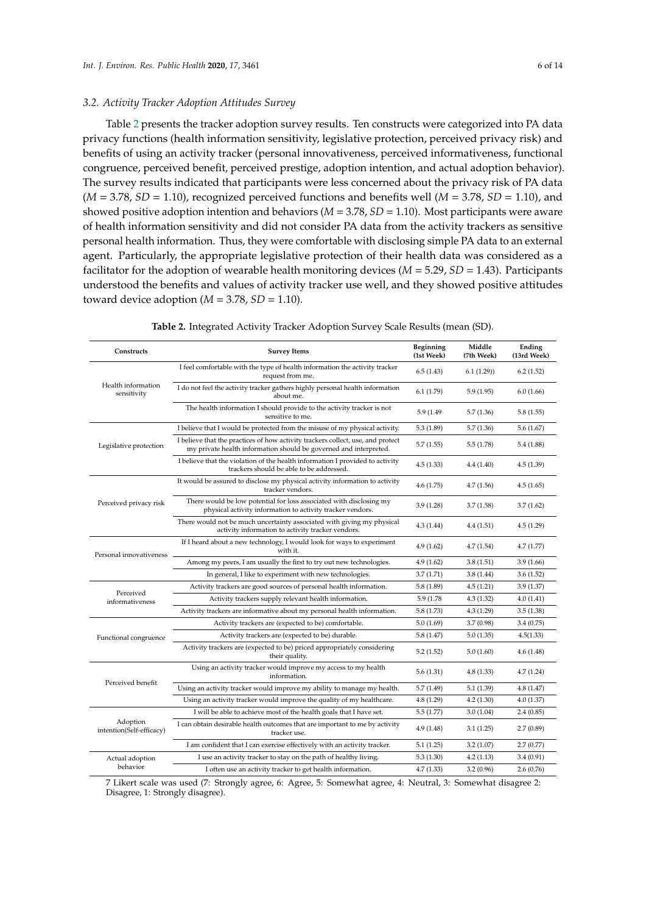### 3.2. Activity Tracker Adoption Attitudes Survey

Table 2 presents the tracker adoption survey results. Ten constructs were categorized into PA data privacy functions (health information sensitivity, legislative protection, perceived privacy risk) and benefits of using an activity tracker (personal innovativeness, perceived informativeness, functional congruence, perceived benefit, perceived prestige, adoption intention, and actual adoption behavior). The survey results indicated that participants were less concerned about the privacy risk of PA data ($M = 3.78$, $SD = 1.10$), recognized perceived functions and benefits well ($M = 3.78$, $SD = 1.10$), and showed positive adoption intention and behaviors ($M = 3.78$, $SD = 1.10$). Most participants were aware of health information sensitivity and did not consider PA data from the activity trackers as sensitive personal health information. Thus, they were comfortable with disclosing simple PA data to an external agent. Particularly, the appropriate legislative protection of their health data was considered as a facilitator for the adoption of wearable health monitoring devices ($M = 5.29$, $SD = 1.43$). Participants understood the benefits and values of activity tracker use well, and they showed positive attitudes toward device adoption ($M = 3.78$, $SD = 1.10$).

**Table 2.** Integrated Activity Tracker Adoption Survey Scale Results (mean (SD)).

| Constructs | Survey Items | Beginning (1st Week) | Middle (7th Week) | Ending (13rd Week) |
|---|---|---|---|---|
| Health information sensitivity | I feel comfortable with the type of health information the activity tracker request from me. | 6.5 (1.43) | 6.1 (1.29)) | 6.2 (1.52) |
| | I do not feel the activity tracker gathers highly personal health information about me. | 6.1 (1.79) | 5.9 (1.95) | 6.0 (1.66) |
| | The health information I should provide to the activity tracker is not sensitive to me. | 5.9 (1.49 | 5.7 (1.36) | 5.8 (1.55) |
| Legislative protection | I believe that I would be protected from the misuse of my physical activity. | 5.3 (1.89) | 5.7 (1.36) | 5.6 (1.67) |
| | I believe that the practices of how activity trackers collect, use, and protect my private health information should be governed and interpreted. | 5.7 (1.55) | 5.5 (1.78) | 5.4 (1.88) |
| | I believe that the violation of the health information I provided to activity trackers should be able to be addressed. | 4.5 (1.33) | 4.4 (1.40) | 4.5 (1.39) |
| Perceived privacy risk | It would be assured to disclose my physical activity information to activity tracker vendors. | 4.6 (1.75) | 4.7 (1.56) | 4.5 (1.65) |
| | There would be low potential for loss associated with disclosing my physical activity information to activity tracker vendors. | 3.9 (1.28) | 3.7 (1.58) | 3.7 (1.62) |
| | There would not be much uncertainty associated with giving my physical activity information to activity tracker vendors. | 4.3 (1.44) | 4.4 (1.51) | 4.5 (1.29) |
| Personal innovativeness | If I heard about a new technology, I would look for ways to experiment with it. | 4.9 (1.62) | 4.7 (1.54) | 4.7 (1.77) |
| | Among my peers, I am usually the first to try out new technologies. | 4.9 (1.62) | 3.8 (1.51) | 3.9 (1.66) |
| | In general, I like to experiment with new technologies. | 3.7 (1.71) | 3.8 (1.44) | 3.6 (1.52) |
| Perceived informativeness | Activity trackers are good sources of personal health information. | 5.8 (1.89) | 4.5 (1.21) | 3.9 (1.37) |
| | Activity trackers supply relevant health information. | 5.9 (1.78 | 4.3 (1.32) | 4.0 (1.41) |
| | Activity trackers are informative about my personal health information. | 5.8 (1.73) | 4.3 (1.29) | 3.5 (1.38) |
| Functional congruence | Activity trackers are (expected to be) comfortable. | 5.0 (1.69) | 3.7 (0.98) | 3.4 (0.75) |
| | Activity trackers are (expected to be) durable. | 5.8 (1.47) | 5.0 (1.35) | 4.5(1.33) |
| | Activity trackers are (expected to be) priced appropriately considering their quality. | 5.2 (1.52) | 5.0 (1.60) | 4.6 (1.48) |
| Perceived benefit | Using an activity tracker would improve my access to my health information. | 5.6 (1.31) | 4.8 (1.33) | 4.7 (1.24) |
| | Using an activity tracker would improve my ability to manage my health. | 5.7 (1.49) | 5.1 (1.39) | 4.8 (1.47) |
| | Using an activity tracker would improve the quality of my healthcare. | 4.8 (1.29) | 4.2 (1.30) | 4.0 (1.37) |
| Adoption intention(Self-efficacy) | I will be able to achieve most of the health goals that I have set. | 5.5 (1.77) | 3.0 (1.04) | 2.4 (0.85) |
| | I can obtain desirable health outcomes that are important to me by activity tracker use. | 4.9 (1.48) | 3.1 (1.25) | 2.7 (0.89) |
| | I am confident that I can exercise effectively with an activity tracker. | 5.1 (1.25) | 3.2 (1.07) | 2.7 (0.77) |
| Actual adoption behavior | I use an activity tracker to stay on the path of healthy living. | 5.3 (1.30) | 4.2 (1.13) | 3.4 (0.91) |
| | I often use an activity tracker to get health information. | 4.7 (1.33) | 3.2 (0.96) | 2.6 (0.76) |

7 Likert scale was used (7: Strongly agree, 6: Agree, 5: Somewhat agree, 4: Neutral, 3: Somewhat disagree 2: Disagree, 1: Strongly disagree).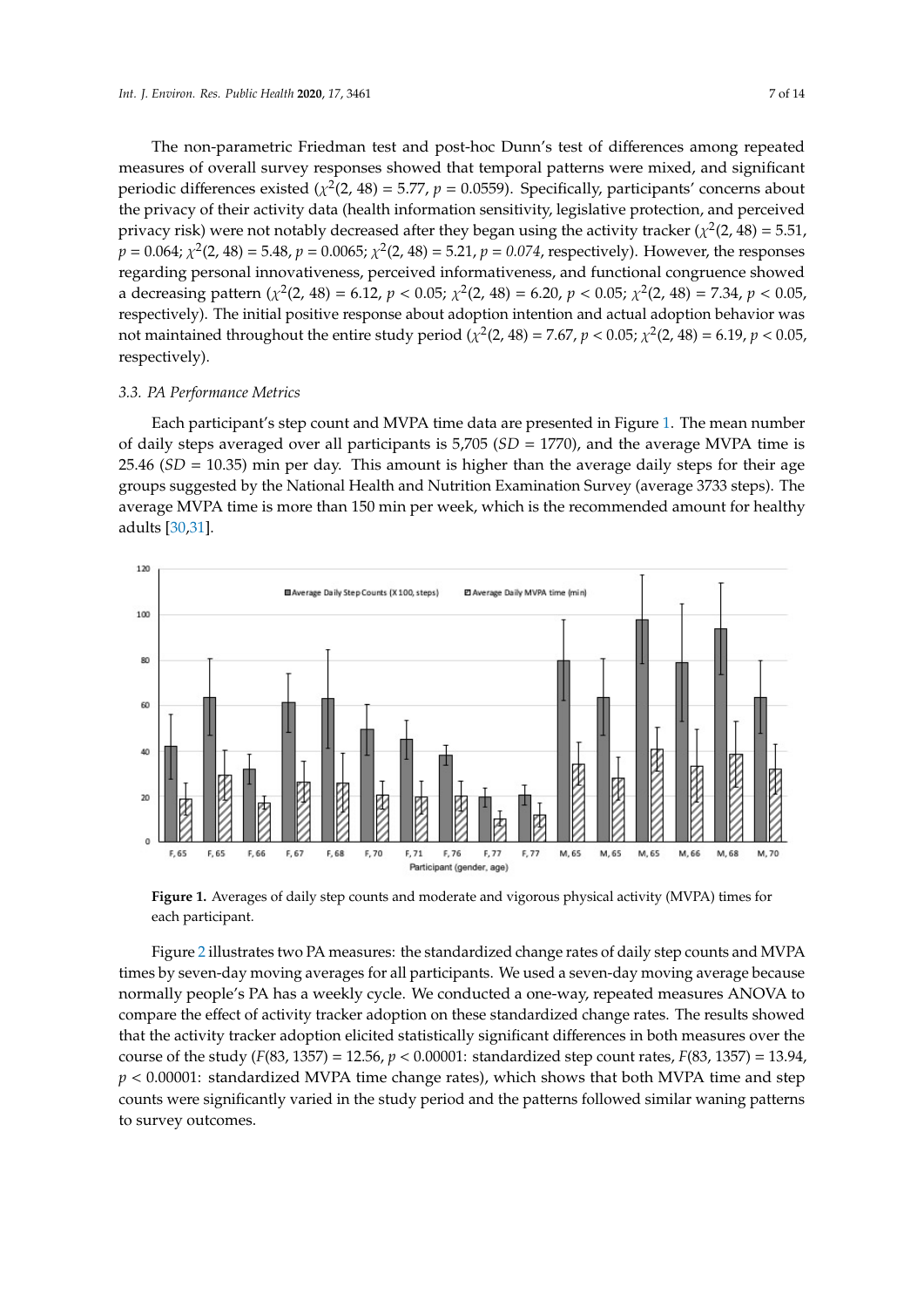The non-parametric Friedman test and post-hoc Dunn's test of differences among repeated measures of overall survey responses showed that temporal patterns were mixed, and significant periodic differences existed ($\chi^2(2, 48) = 5.77$, $p = 0.0559$). Specifically, participants' concerns about the privacy of their activity data (health information sensitivity, legislative protection, and perceived privacy risk) were not notably decreased after they began using the activity tracker ($\chi^2(2, 48) = 5.51$, $p = 0.064$; $\chi^2(2, 48) = 5.48$, $p = 0.0065$; $\chi^2(2, 48) = 5.21$, $p = 0.074$, respectively). However, the responses regarding personal innovativeness, perceived informativeness, and functional congruence showed a decreasing pattern ($\chi^2(2, 48) = 6.12$, $p < 0.05$; $\chi^2(2, 48) = 6.20$, $p < 0.05$; $\chi^2(2, 48) = 7.34$, $p < 0.05$, respectively). The initial positive response about adoption intention and actual adoption behavior was not maintained throughout the entire study period ($\chi^2(2, 48) = 7.67$, $p < 0.05$; $\chi^2(2, 48) = 6.19$, $p < 0.05$, respectively).

### 3.3. PA Performance Metrics

Each participant's step count and MVPA time data are presented in Figure 1. The mean number of daily steps averaged over all participants is 5,705 (*SD* = 1770), and the average MVPA time is 25.46 (*SD* = 10.35) min per day. This amount is higher than the average daily steps for their age groups suggested by the National Health and Nutrition Examination Survey (average 3733 steps). The average MVPA time is more than 150 min per week, which is the recommended amount for healthy adults [30,31].

**Figure 1.** Averages of daily step counts and moderate and vigorous physical activity (MVPA) times for each participant.

Figure 2 illustrates two PA measures: the standardized change rates of daily step counts and MVPA times by seven-day moving averages for all participants. We used a seven-day moving average because normally people's PA has a weekly cycle. We conducted a one-way, repeated measures ANOVA to compare the effect of activity tracker adoption on these standardized change rates. The results showed that the activity tracker adoption elicited statistically significant differences in both measures over the course of the study ($F(83, 1357) = 12.56$, $p < 0.00001$: standardized step count rates, $F(83, 1357) = 13.94$, $p < 0.00001$: standardized MVPA time change rates), which shows that both MVPA time and step counts were significantly varied in the study period and the patterns followed similar waning patterns to survey outcomes.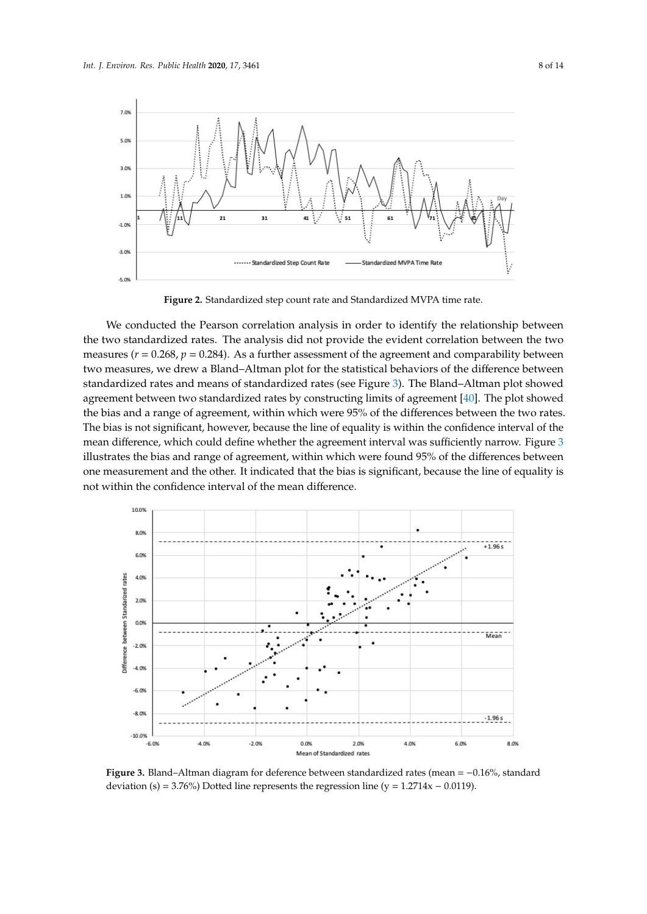**Figure 2.** Standardized step count rate and Standardized MVPA time rate.

We conducted the Pearson correlation analysis in order to identify the relationship between the two standardized rates. The analysis did not provide the evident correlation between the two measures ($r = 0.268$, $p = 0.284$). As a further assessment of the agreement and comparability between two measures, we drew a Bland–Altman plot for the statistical behaviors of the difference between standardized rates and means of standardized rates (see Figure 3). The Bland–Altman plot showed agreement between two standardized rates by constructing limits of agreement [40]. The plot showed the bias and a range of agreement, within which were 95% of the differences between the two rates. The bias is not significant, however, because the line of equality is within the confidence interval of the mean difference, which could define whether the agreement interval was sufficiently narrow. Figure 3 illustrates the bias and range of agreement, within which were found 95% of the differences between one measurement and the other. It indicated that the bias is significant, because the line of equality is not within the confidence interval of the mean difference.

**Figure 3.** Bland–Altman diagram for deference between standardized rates (mean = −0.16%, standard deviation (s) = 3.76%) Dotted line represents the regression line ($y = 1.2714x - 0.0119$).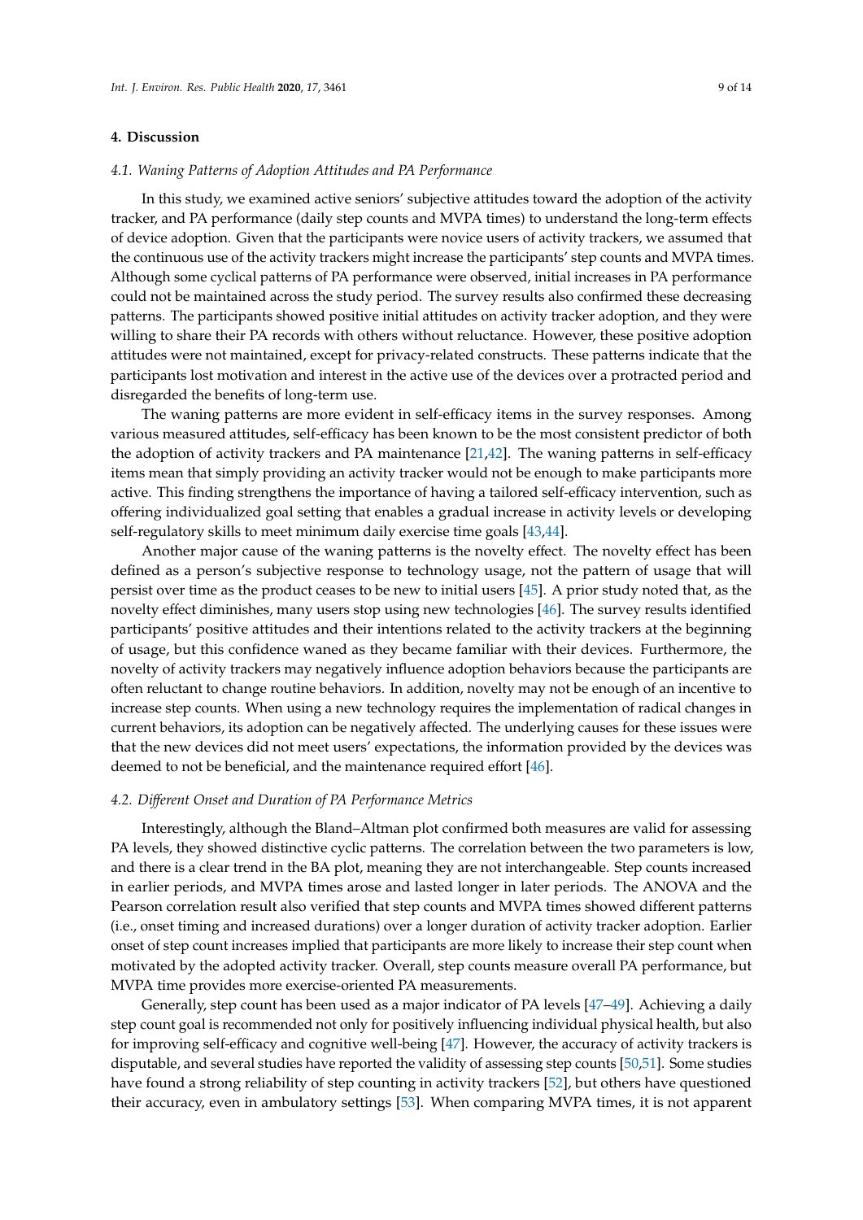## 4. Discussion

### *4.1. Waning Patterns of Adoption Attitudes and PA Performance*

In this study, we examined active seniors' subjective attitudes toward the adoption of the activity tracker, and PA performance (daily step counts and MVPA times) to understand the long-term effects of device adoption. Given that the participants were novice users of activity trackers, we assumed that the continuous use of the activity trackers might increase the participants' step counts and MVPA times. Although some cyclical patterns of PA performance were observed, initial increases in PA performance could not be maintained across the study period. The survey results also confirmed these decreasing patterns. The participants showed positive initial attitudes on activity tracker adoption, and they were willing to share their PA records with others without reluctance. However, these positive adoption attitudes were not maintained, except for privacy-related constructs. These patterns indicate that the participants lost motivation and interest in the active use of the devices over a protracted period and disregarded the benefits of long-term use.

The waning patterns are more evident in self-efficacy items in the survey responses. Among various measured attitudes, self-efficacy has been known to be the most consistent predictor of both the adoption of activity trackers and PA maintenance [21,42]. The waning patterns in self-efficacy items mean that simply providing an activity tracker would not be enough to make participants more active. This finding strengthens the importance of having a tailored self-efficacy intervention, such as offering individualized goal setting that enables a gradual increase in activity levels or developing self-regulatory skills to meet minimum daily exercise time goals [43,44].

Another major cause of the waning patterns is the novelty effect. The novelty effect has been defined as a person's subjective response to technology usage, not the pattern of usage that will persist over time as the product ceases to be new to initial users [45]. A prior study noted that, as the novelty effect diminishes, many users stop using new technologies [46]. The survey results identified participants' positive attitudes and their intentions related to the activity trackers at the beginning of usage, but this confidence waned as they became familiar with their devices. Furthermore, the novelty of activity trackers may negatively influence adoption behaviors because the participants are often reluctant to change routine behaviors. In addition, novelty may not be enough of an incentive to increase step counts. When using a new technology requires the implementation of radical changes in current behaviors, its adoption can be negatively affected. The underlying causes for these issues were that the new devices did not meet users' expectations, the information provided by the devices was deemed to not be beneficial, and the maintenance required effort [46].

### *4.2. Different Onset and Duration of PA Performance Metrics*

Interestingly, although the Bland–Altman plot confirmed both measures are valid for assessing PA levels, they showed distinctive cyclic patterns. The correlation between the two parameters is low, and there is a clear trend in the BA plot, meaning they are not interchangeable. Step counts increased in earlier periods, and MVPA times arose and lasted longer in later periods. The ANOVA and the Pearson correlation result also verified that step counts and MVPA times showed different patterns (i.e., onset timing and increased durations) over a longer duration of activity tracker adoption. Earlier onset of step count increases implied that participants are more likely to increase their step count when motivated by the adopted activity tracker. Overall, step counts measure overall PA performance, but MVPA time provides more exercise-oriented PA measurements.

Generally, step count has been used as a major indicator of PA levels [47–49]. Achieving a daily step count goal is recommended not only for positively influencing individual physical health, but also for improving self-efficacy and cognitive well-being [47]. However, the accuracy of activity trackers is disputable, and several studies have reported the validity of assessing step counts [50,51]. Some studies have found a strong reliability of step counting in activity trackers [52], but others have questioned their accuracy, even in ambulatory settings [53]. When comparing MVPA times, it is not apparent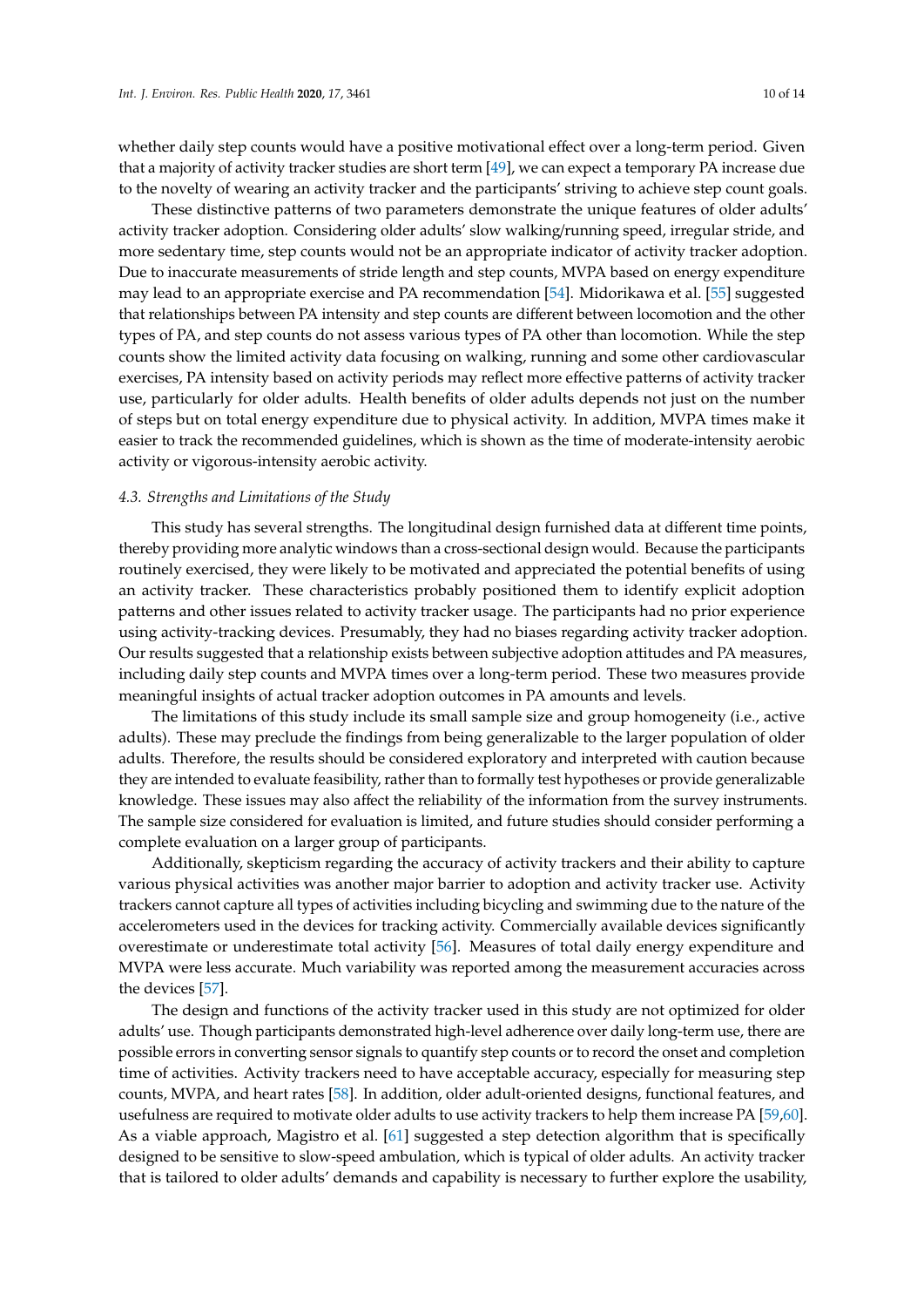whether daily step counts would have a positive motivational effect over a long-term period. Given that a majority of activity tracker studies are short term [49], we can expect a temporary PA increase due to the novelty of wearing an activity tracker and the participants' striving to achieve step count goals.

These distinctive patterns of two parameters demonstrate the unique features of older adults' activity tracker adoption. Considering older adults' slow walking/running speed, irregular stride, and more sedentary time, step counts would not be an appropriate indicator of activity tracker adoption. Due to inaccurate measurements of stride length and step counts, MVPA based on energy expenditure may lead to an appropriate exercise and PA recommendation [54]. Midorikawa et al. [55] suggested that relationships between PA intensity and step counts are different between locomotion and the other types of PA, and step counts do not assess various types of PA other than locomotion. While the step counts show the limited activity data focusing on walking, running and some other cardiovascular exercises, PA intensity based on activity periods may reflect more effective patterns of activity tracker use, particularly for older adults. Health benefits of older adults depends not just on the number of steps but on total energy expenditure due to physical activity. In addition, MVPA times make it easier to track the recommended guidelines, which is shown as the time of moderate-intensity aerobic activity or vigorous-intensity aerobic activity.

### 4.3. Strengths and Limitations of the Study

This study has several strengths. The longitudinal design furnished data at different time points, thereby providing more analytic windows than a cross-sectional design would. Because the participants routinely exercised, they were likely to be motivated and appreciated the potential benefits of using an activity tracker. These characteristics probably positioned them to identify explicit adoption patterns and other issues related to activity tracker usage. The participants had no prior experience using activity-tracking devices. Presumably, they had no biases regarding activity tracker adoption. Our results suggested that a relationship exists between subjective adoption attitudes and PA measures, including daily step counts and MVPA times over a long-term period. These two measures provide meaningful insights of actual tracker adoption outcomes in PA amounts and levels.

The limitations of this study include its small sample size and group homogeneity (i.e., active adults). These may preclude the findings from being generalizable to the larger population of older adults. Therefore, the results should be considered exploratory and interpreted with caution because they are intended to evaluate feasibility, rather than to formally test hypotheses or provide generalizable knowledge. These issues may also affect the reliability of the information from the survey instruments. The sample size considered for evaluation is limited, and future studies should consider performing a complete evaluation on a larger group of participants.

Additionally, skepticism regarding the accuracy of activity trackers and their ability to capture various physical activities was another major barrier to adoption and activity tracker use. Activity trackers cannot capture all types of activities including bicycling and swimming due to the nature of the accelerometers used in the devices for tracking activity. Commercially available devices significantly overestimate or underestimate total activity [56]. Measures of total daily energy expenditure and MVPA were less accurate. Much variability was reported among the measurement accuracies across the devices [57].

The design and functions of the activity tracker used in this study are not optimized for older adults' use. Though participants demonstrated high-level adherence over daily long-term use, there are possible errors in converting sensor signals to quantify step counts or to record the onset and completion time of activities. Activity trackers need to have acceptable accuracy, especially for measuring step counts, MVPA, and heart rates [58]. In addition, older adult-oriented designs, functional features, and usefulness are required to motivate older adults to use activity trackers to help them increase PA [59,60]. As a viable approach, Magistro et al. [61] suggested a step detection algorithm that is specifically designed to be sensitive to slow-speed ambulation, which is typical of older adults. An activity tracker that is tailored to older adults' demands and capability is necessary to further explore the usability,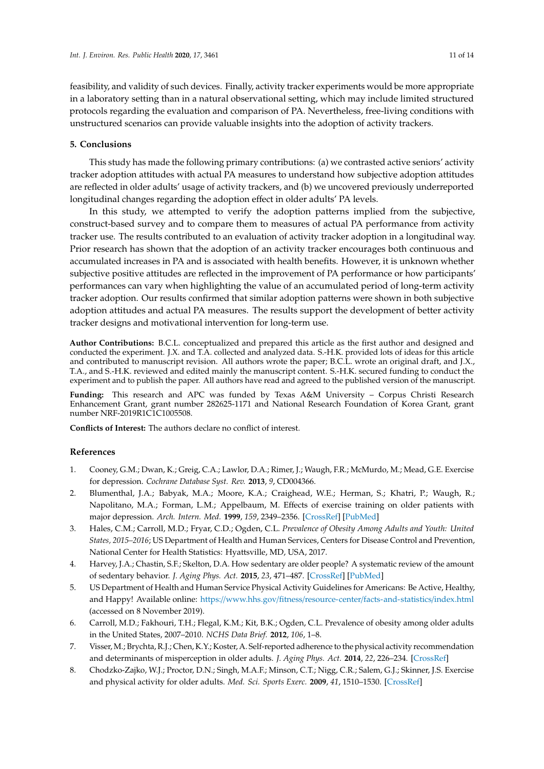feasibility, and validity of such devices. Finally, activity tracker experiments would be more appropriate in a laboratory setting than in a natural observational setting, which may include limited structured protocols regarding the evaluation and comparison of PA. Nevertheless, free-living conditions with unstructured scenarios can provide valuable insights into the adoption of activity trackers.

## 5. Conclusions

This study has made the following primary contributions: (a) we contrasted active seniors' activity tracker adoption attitudes with actual PA measures to understand how subjective adoption attitudes are reflected in older adults' usage of activity trackers, and (b) we uncovered previously underreported longitudinal changes regarding the adoption effect in older adults' PA levels.

In this study, we attempted to verify the adoption patterns implied from the subjective, construct-based survey and to compare them to measures of actual PA performance from activity tracker use. The results contributed to an evaluation of activity tracker adoption in a longitudinal way. Prior research has shown that the adoption of an activity tracker encourages both continuous and accumulated increases in PA and is associated with health benefits. However, it is unknown whether subjective positive attitudes are reflected in the improvement of PA performance or how participants' performances can vary when highlighting the value of an accumulated period of long-term activity tracker adoption. Our results confirmed that similar adoption patterns were shown in both subjective adoption attitudes and actual PA measures. The results support the development of better activity tracker designs and motivational intervention for long-term use.

**Author Contributions:** B.C.L. conceptualized and prepared this article as the first author and designed and conducted the experiment. J.X. and T.A. collected and analyzed data. S.-H.K. provided lots of ideas for this article and contributed to manuscript revision. All authors wrote the paper; B.C.L. wrote an original draft, and J.X., T.A., and S.-H.K. reviewed and edited mainly the manuscript content. S.-H.K. secured funding to conduct the experiment and to publish the paper. All authors have read and agreed to the published version of the manuscript.

**Funding:** This research and APC was funded by Texas A&M University – Corpus Christi Research Enhancement Grant, grant number 282625-1171 and National Research Foundation of Korea Grant, grant number NRF-2019R1C1C1005508.

**Conflicts of Interest:** The authors declare no conflict of interest.

## References

1. Cooney, G.M.; Dwan, K.; Greig, C.A.; Lawlor, D.A.; Rimer, J.; Waugh, F.R.; McMurdo, M.; Mead, G.E. Exercise for depression. *Cochrane Database Syst. Rev.* **2013**, *9*, CD004366.
2. Blumenthal, J.A.; Babyak, M.A.; Moore, K.A.; Craighead, W.E.; Herman, S.; Khatri, P.; Waugh, R.; Napolitano, M.A.; Forman, L.M.; Appelbaum, M. Effects of exercise training on older patients with major depression. *Arch. Intern. Med.* **1999**, *159*, 2349–2356. [CrossRef] [PubMed]
3. Hales, C.M.; Carroll, M.D.; Fryar, C.D.; Ogden, C.L. *Prevalence of Obesity Among Adults and Youth: United States, 2015–2016*; US Department of Health and Human Services, Centers for Disease Control and Prevention, National Center for Health Statistics: Hyattsville, MD, USA, 2017.
4. Harvey, J.A.; Chastin, S.F.; Skelton, D.A. How sedentary are older people? A systematic review of the amount of sedentary behavior. *J. Aging Phys. Act.* **2015**, *23*, 471–487. [CrossRef] [PubMed]
5. US Department of Health and Human Service Physical Activity Guidelines for Americans: Be Active, Healthy, and Happy! Available online: https://www.hhs.gov/fitness/resource-center/facts-and-statistics/index.html (accessed on 8 November 2019).
6. Carroll, M.D.; Fakhouri, T.H.; Flegal, K.M.; Kit, B.K.; Ogden, C.L. Prevalence of obesity among older adults in the United States, 2007–2010. *NCHS Data Brief.* **2012**, *106*, 1–8.
7. Visser, M.; Brychta, R.J.; Chen, K.Y.; Koster, A. Self-reported adherence to the physical activity recommendation and determinants of misperception in older adults. *J. Aging Phys. Act.* **2014**, *22*, 226–234. [CrossRef]
8. Chodzko-Zajko, W.J.; Proctor, D.N.; Singh, M.A.F.; Minson, C.T.; Nigg, C.R.; Salem, G.J.; Skinner, J.S. Exercise and physical activity for older adults. *Med. Sci. Sports Exerc.* **2009**, *41*, 1510–1530. [CrossRef]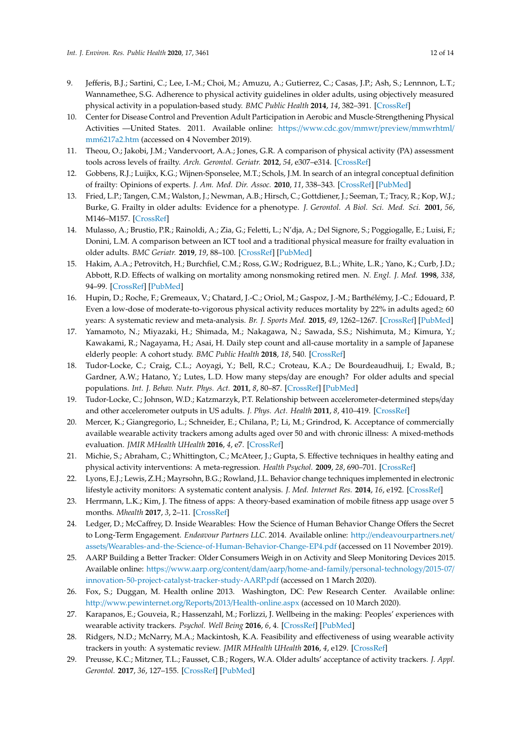9. Jefferis, B.J.; Sartini, C.; Lee, I.-M.; Choi, M.; Amuzu, A.; Gutierrez, C.; Casas, J.P.; Ash, S.; Lennnon, L.T.; Wannamethee, S.G. Adherence to physical activity guidelines in older adults, using objectively measured physical activity in a population-based study. *BMC Public Health* **2014**, *14*, 382–391. [CrossRef]
10. Center for Disease Control and Prevention Adult Participation in Aerobic and Muscle-Strengthening Physical Activities —United States. 2011. Available online: https://www.cdc.gov/mmwr/preview/mmwrhtml/mm6217a2.htm (accessed on 4 November 2019).
11. Theou, O.; Jakobi, J.M.; Vandervoort, A.A.; Jones, G.R. A comparison of physical activity (PA) assessment tools across levels of frailty. *Arch. Gerontol. Geriatr.* **2012**, *54*, e307–e314. [CrossRef]
12. Gobbens, R.J.; Luijkx, K.G.; Wijnen-Sponselee, M.T.; Schols, J.M. In search of an integral conceptual definition of frailty: Opinions of experts. *J. Am. Med. Dir. Assoc.* **2010**, *11*, 338–343. [CrossRef] [PubMed]
13. Fried, L.P.; Tangen, C.M.; Walston, J.; Newman, A.B.; Hirsch, C.; Gottdiener, J.; Seeman, T.; Tracy, R.; Kop, W.J.; Burke, G. Frailty in older adults: Evidence for a phenotype. *J. Gerontol. A Biol. Sci. Med. Sci.* **2001**, *56*, M146–M157. [CrossRef]
14. Mulasso, A.; Brustio, P.R.; Rainoldi, A.; Zia, G.; Feletti, L.; N'dja, A.; Del Signore, S.; Poggiogalle, E.; Luisi, F.; Donini, L.M. A comparison between an ICT tool and a traditional physical measure for frailty evaluation in older adults. *BMC Geriatr.* **2019**, *19*, 88–100. [CrossRef] [PubMed]
15. Hakim, A.A.; Petrovitch, H.; Burchfiel, C.M.; Ross, G.W.; Rodriguez, B.L.; White, L.R.; Yano, K.; Curb, J.D.; Abbott, R.D. Effects of walking on mortality among nonsmoking retired men. *N. Engl. J. Med.* **1998**, *338*, 94–99. [CrossRef] [PubMed]
16. Hupin, D.; Roche, F.; Gremeaux, V.; Chatard, J.-C.; Oriol, M.; Gaspoz, J.-M.; Barthélémy, J.-C.; Edouard, P. Even a low-dose of moderate-to-vigorous physical activity reduces mortality by 22% in adults aged≥ 60 years: A systematic review and meta-analysis. *Br. J. Sports Med.* **2015**, *49*, 1262–1267. [CrossRef] [PubMed]
17. Yamamoto, N.; Miyazaki, H.; Shimada, M.; Nakagawa, N.; Sawada, S.S.; Nishimuta, M.; Kimura, Y.; Kawakami, R.; Nagayama, H.; Asai, H. Daily step count and all-cause mortality in a sample of Japanese elderly people: A cohort study. *BMC Public Health* **2018**, *18*, 540. [CrossRef]
18. Tudor-Locke, C.; Craig, C.L.; Aoyagi, Y.; Bell, R.C.; Croteau, K.A.; De Bourdeaudhuij, I.; Ewald, B.; Gardner, A.W.; Hatano, Y.; Lutes, L.D. How many steps/day are enough? For older adults and special populations. *Int. J. Behav. Nutr. Phys. Act.* **2011**, *8*, 80–87. [CrossRef] [PubMed]
19. Tudor-Locke, C.; Johnson, W.D.; Katzmarzyk, P.T. Relationship between accelerometer-determined steps/day and other accelerometer outputs in US adults. *J. Phys. Act. Health* **2011**, *8*, 410–419. [CrossRef]
20. Mercer, K.; Giangregorio, L.; Schneider, E.; Chilana, P.; Li, M.; Grindrod, K. Acceptance of commercially available wearable activity trackers among adults aged over 50 and with chronic illness: A mixed-methods evaluation. *JMIR MHealth UHealth* **2016**, *4*, e7. [CrossRef]
21. Michie, S.; Abraham, C.; Whittington, C.; McAteer, J.; Gupta, S. Effective techniques in healthy eating and physical activity interventions: A meta-regression. *Health Psychol.* **2009**, *28*, 690–701. [CrossRef]
22. Lyons, E.J.; Lewis, Z.H.; Mayrsohn, B.G.; Rowland, J.L. Behavior change techniques implemented in electronic lifestyle activity monitors: A systematic content analysis. *J. Med. Internet Res.* **2014**, *16*, e192. [CrossRef]
23. Herrmann, L.K.; Kim, J. The fitness of apps: A theory-based examination of mobile fitness app usage over 5 months. *Mhealth* **2017**, *3*, 2–11. [CrossRef]
24. Ledger, D.; McCaffrey, D. Inside Wearables: How the Science of Human Behavior Change Offers the Secret to Long-Term Engagement. *Endeavour Partners LLC*. 2014. Available online: http://endeavourpartners.net/assets/Wearables-and-the-Science-of-Human-Behavior-Change-EP4.pdf (accessed on 11 November 2019).
25. AARP Building a Better Tracker: Older Consumers Weigh in on Activity and Sleep Monitoring Devices 2015. Available online: https://www.aarp.org/content/dam/aarp/home-and-family/personal-technology/2015-07/innovation-50-project-catalyst-tracker-study-AARP.pdf (accessed on 1 March 2020).
26. Fox, S.; Duggan, M. Health online 2013. Washington, DC: Pew Research Center. Available online: http://www.pewinternet.org/Reports/2013/Health-online.aspx (accessed on 10 March 2020).
27. Karapanos, E.; Gouveia, R.; Hassenzahl, M.; Forlizzi, J. Wellbeing in the making: Peoples' experiences with wearable activity trackers. *Psychol. Well Being* **2016**, *6*, 4. [CrossRef] [PubMed]
28. Ridgers, N.D.; McNarry, M.A.; Mackintosh, K.A. Feasibility and effectiveness of using wearable activity trackers in youth: A systematic review. *JMIR MHealth UHealth* **2016**, *4*, e129. [CrossRef]
29. Preusse, K.C.; Mitzner, T.L.; Fausset, C.B.; Rogers, W.A. Older adults' acceptance of activity trackers. *J. Appl. Gerontol.* **2017**, *36*, 127–155. [CrossRef] [PubMed]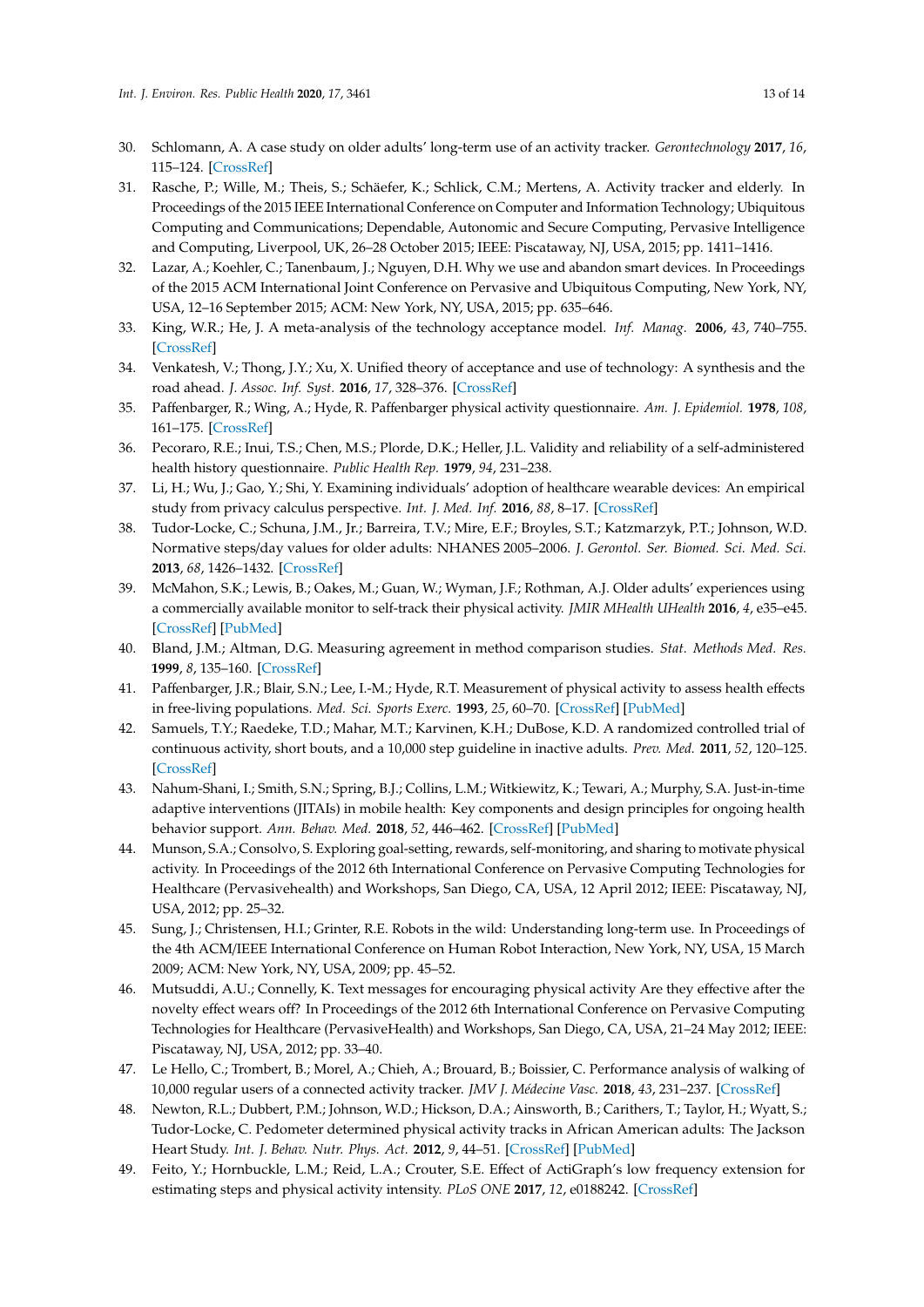30. Schlomann, A. A case study on older adults' long-term use of an activity tracker. *Gerontechnology* **2017**, *16*, 115–124. [CrossRef]
31. Rasche, P.; Wille, M.; Theis, S.; Schäefer, K.; Schlick, C.M.; Mertens, A. Activity tracker and elderly. In Proceedings of the 2015 IEEE International Conference on Computer and Information Technology; Ubiquitous Computing and Communications; Dependable, Autonomic and Secure Computing, Pervasive Intelligence and Computing, Liverpool, UK, 26–28 October 2015; IEEE: Piscataway, NJ, USA, 2015; pp. 1411–1416.
32. Lazar, A.; Koehler, C.; Tanenbaum, J.; Nguyen, D.H. Why we use and abandon smart devices. In Proceedings of the 2015 ACM International Joint Conference on Pervasive and Ubiquitous Computing, New York, NY, USA, 12–16 September 2015; ACM: New York, NY, USA, 2015; pp. 635–646.
33. King, W.R.; He, J. A meta-analysis of the technology acceptance model. *Inf. Manag.* **2006**, *43*, 740–755. [CrossRef]
34. Venkatesh, V.; Thong, J.Y.; Xu, X. Unified theory of acceptance and use of technology: A synthesis and the road ahead. *J. Assoc. Inf. Syst.* **2016**, *17*, 328–376. [CrossRef]
35. Paffenbarger, R.; Wing, A.; Hyde, R. Paffenbarger physical activity questionnaire. *Am. J. Epidemiol.* **1978**, *108*, 161–175. [CrossRef]
36. Pecoraro, R.E.; Inui, T.S.; Chen, M.S.; Plorde, D.K.; Heller, J.L. Validity and reliability of a self-administered health history questionnaire. *Public Health Rep.* **1979**, *94*, 231–238.
37. Li, H.; Wu, J.; Gao, Y.; Shi, Y. Examining individuals' adoption of healthcare wearable devices: An empirical study from privacy calculus perspective. *Int. J. Med. Inf.* **2016**, *88*, 8–17. [CrossRef]
38. Tudor-Locke, C.; Schuna, J.M., Jr.; Barreira, T.V.; Mire, E.F.; Broyles, S.T.; Katzmarzyk, P.T.; Johnson, W.D. Normative steps/day values for older adults: NHANES 2005–2006. *J. Gerontol. Ser. Biomed. Sci. Med. Sci.* **2013**, *68*, 1426–1432. [CrossRef]
39. McMahon, S.K.; Lewis, B.; Oakes, M.; Guan, W.; Wyman, J.F.; Rothman, A.J. Older adults' experiences using a commercially available monitor to self-track their physical activity. *JMIR MHealth UHealth* **2016**, *4*, e35–e45. [CrossRef] [PubMed]
40. Bland, J.M.; Altman, D.G. Measuring agreement in method comparison studies. *Stat. Methods Med. Res.* **1999**, *8*, 135–160. [CrossRef]
41. Paffenbarger, J.R.; Blair, S.N.; Lee, I.-M.; Hyde, R.T. Measurement of physical activity to assess health effects in free-living populations. *Med. Sci. Sports Exerc.* **1993**, *25*, 60–70. [CrossRef] [PubMed]
42. Samuels, T.Y.; Raedeke, T.D.; Mahar, M.T.; Karvinen, K.H.; DuBose, K.D. A randomized controlled trial of continuous activity, short bouts, and a 10,000 step guideline in inactive adults. *Prev. Med.* **2011**, *52*, 120–125. [CrossRef]
43. Nahum-Shani, I.; Smith, S.N.; Spring, B.J.; Collins, L.M.; Witkiewitz, K.; Tewari, A.; Murphy, S.A. Just-in-time adaptive interventions (JITAIs) in mobile health: Key components and design principles for ongoing health behavior support. *Ann. Behav. Med.* **2018**, *52*, 446–462. [CrossRef] [PubMed]
44. Munson, S.A.; Consolvo, S. Exploring goal-setting, rewards, self-monitoring, and sharing to motivate physical activity. In Proceedings of the 2012 6th International Conference on Pervasive Computing Technologies for Healthcare (Pervasivehealth) and Workshops, San Diego, CA, USA, 12 April 2012; IEEE: Piscataway, NJ, USA, 2012; pp. 25–32.
45. Sung, J.; Christensen, H.I.; Grinter, R.E. Robots in the wild: Understanding long-term use. In Proceedings of the 4th ACM/IEEE International Conference on Human Robot Interaction, New York, NY, USA, 15 March 2009; ACM: New York, NY, USA, 2009; pp. 45–52.
46. Mutsuddi, A.U.; Connelly, K. Text messages for encouraging physical activity Are they effective after the novelty effect wears off? In Proceedings of the 2012 6th International Conference on Pervasive Computing Technologies for Healthcare (PervasiveHealth) and Workshops, San Diego, CA, USA, 21–24 May 2012; IEEE: Piscataway, NJ, USA, 2012; pp. 33–40.
47. Le Hello, C.; Trombert, B.; Morel, A.; Chieh, A.; Brouard, B.; Boissier, C. Performance analysis of walking of 10,000 regular users of a connected activity tracker. *JMV J. Médecine Vasc.* **2018**, *43*, 231–237. [CrossRef]
48. Newton, R.L.; Dubbert, P.M.; Johnson, W.D.; Hickson, D.A.; Ainsworth, B.; Carithers, T.; Taylor, H.; Wyatt, S.; Tudor-Locke, C. Pedometer determined physical activity tracks in African American adults: The Jackson Heart Study. *Int. J. Behav. Nutr. Phys. Act.* **2012**, *9*, 44–51. [CrossRef] [PubMed]
49. Feito, Y.; Hornbuckle, L.M.; Reid, L.A.; Crouter, S.E. Effect of ActiGraph's low frequency extension for estimating steps and physical activity intensity. *PLoS ONE* **2017**, *12*, e0188242. [CrossRef]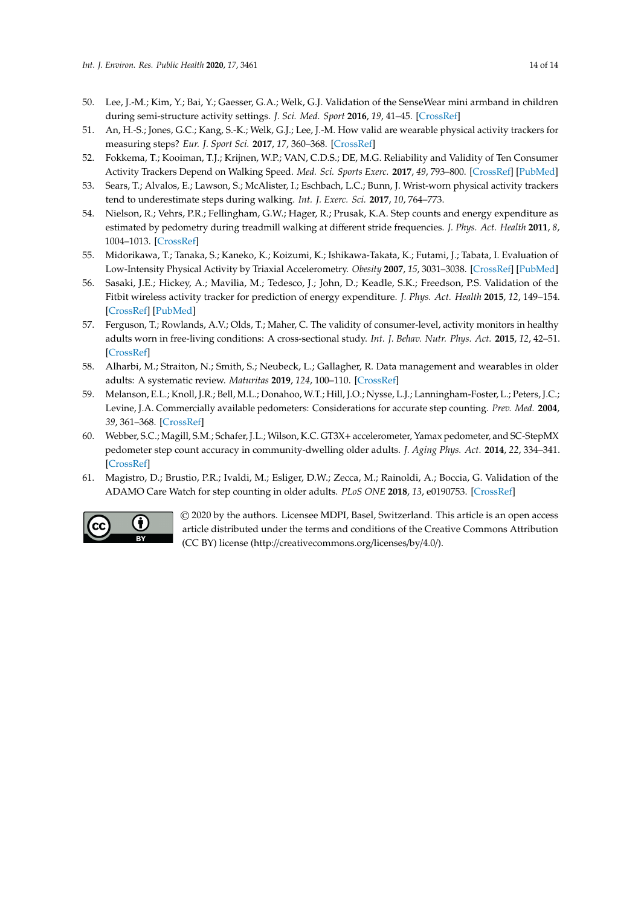50. Lee, J.-M.; Kim, Y.; Bai, Y.; Gaesser, G.A.; Welk, G.J. Validation of the SenseWear mini armband in children during semi-structure activity settings. *J. Sci. Med. Sport* **2016**, *19*, 41–45. [CrossRef]
51. An, H.-S.; Jones, G.C.; Kang, S.-K.; Welk, G.J.; Lee, J.-M. How valid are wearable physical activity trackers for measuring steps? *Eur. J. Sport Sci.* **2017**, *17*, 360–368. [CrossRef]
52. Fokkema, T.; Kooiman, T.J.; Krijnen, W.P.; VAN, C.D.S.; DE, M.G. Reliability and Validity of Ten Consumer Activity Trackers Depend on Walking Speed. *Med. Sci. Sports Exerc.* **2017**, *49*, 793–800. [CrossRef] [PubMed]
53. Sears, T.; Alvalos, E.; Lawson, S.; McAlister, I.; Eschbach, L.C.; Bunn, J. Wrist-worn physical activity trackers tend to underestimate steps during walking. *Int. J. Exerc. Sci.* **2017**, *10*, 764–773.
54. Nielson, R.; Vehrs, P.R.; Fellingham, G.W.; Hager, R.; Prusak, K.A. Step counts and energy expenditure as estimated by pedometry during treadmill walking at different stride frequencies. *J. Phys. Act. Health* **2011**, *8*, 1004–1013. [CrossRef]
55. Midorikawa, T.; Tanaka, S.; Kaneko, K.; Koizumi, K.; Ishikawa-Takata, K.; Futami, J.; Tabata, I. Evaluation of Low-Intensity Physical Activity by Triaxial Accelerometry. *Obesity* **2007**, *15*, 3031–3038. [CrossRef] [PubMed]
56. Sasaki, J.E.; Hickey, A.; Mavilia, M.; Tedesco, J.; John, D.; Keadle, S.K.; Freedson, P.S. Validation of the Fitbit wireless activity tracker for prediction of energy expenditure. *J. Phys. Act. Health* **2015**, *12*, 149–154. [CrossRef] [PubMed]
57. Ferguson, T.; Rowlands, A.V.; Olds, T.; Maher, C. The validity of consumer-level, activity monitors in healthy adults worn in free-living conditions: A cross-sectional study. *Int. J. Behav. Nutr. Phys. Act.* **2015**, *12*, 42–51. [CrossRef]
58. Alharbi, M.; Straiton, N.; Smith, S.; Neubeck, L.; Gallagher, R. Data management and wearables in older adults: A systematic review. *Maturitas* **2019**, *124*, 100–110. [CrossRef]
59. Melanson, E.L.; Knoll, J.R.; Bell, M.L.; Donahoo, W.T.; Hill, J.O.; Nysse, L.J.; Lanningham-Foster, L.; Peters, J.C.; Levine, J.A. Commercially available pedometers: Considerations for accurate step counting. *Prev. Med.* **2004**, *39*, 361–368. [CrossRef]
60. Webber, S.C.; Magill, S.M.; Schafer, J.L.; Wilson, K.C. GT3X+ accelerometer, Yamax pedometer, and SC-StepMX pedometer step count accuracy in community-dwelling older adults. *J. Aging Phys. Act.* **2014**, *22*, 334–341. [CrossRef]
61. Magistro, D.; Brustio, P.R.; Ivaldi, M.; Esliger, D.W.; Zecca, M.; Rainoldi, A.; Boccia, G. Validation of the ADAMO Care Watch for step counting in older adults. *PLoS ONE* **2018**, *13*, e0190753. [CrossRef]

© 2020 by the authors. Licensee MDPI, Basel, Switzerland. This article is an open access article distributed under the terms and conditions of the Creative Commons Attribution (CC BY) license (http://creativecommons.org/licenses/by/4.0/).